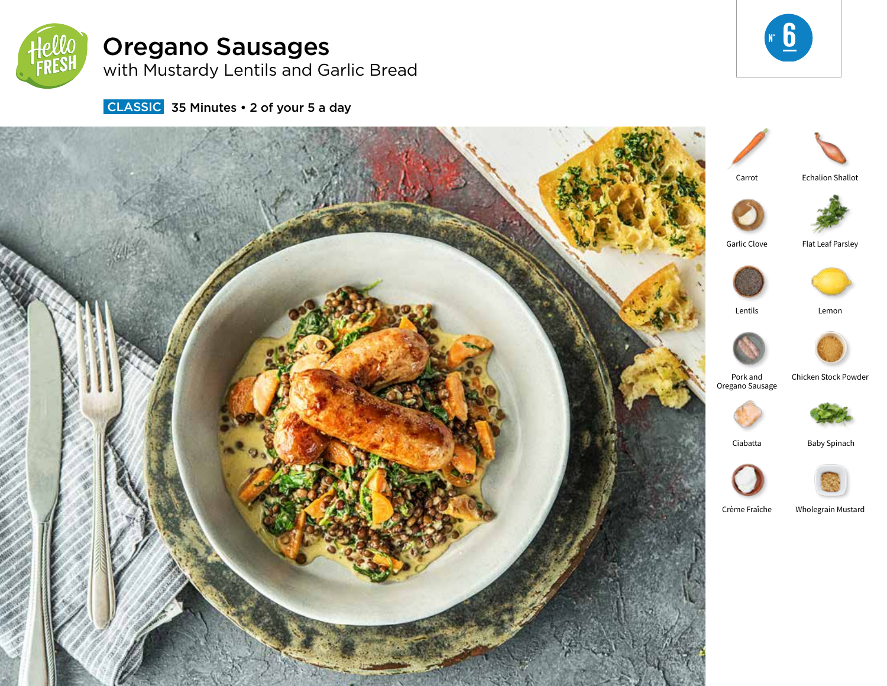# Oregano Sausages

## with Mustardy Lentils and Garlic Bread

**CLASSIC** 35 Minutes • 2 of your 5 a day

N° 6

- Carrot
- Echalion Shallot
- Garlic Clove
- Flat Leaf Parsley
- Lentils
- Lemon
- Pork and Oregano Sausage
- Chicken Stock Powder
- Ciabatta
- Baby Spinach
- Crème Fraîche
- Wholegrain Mustard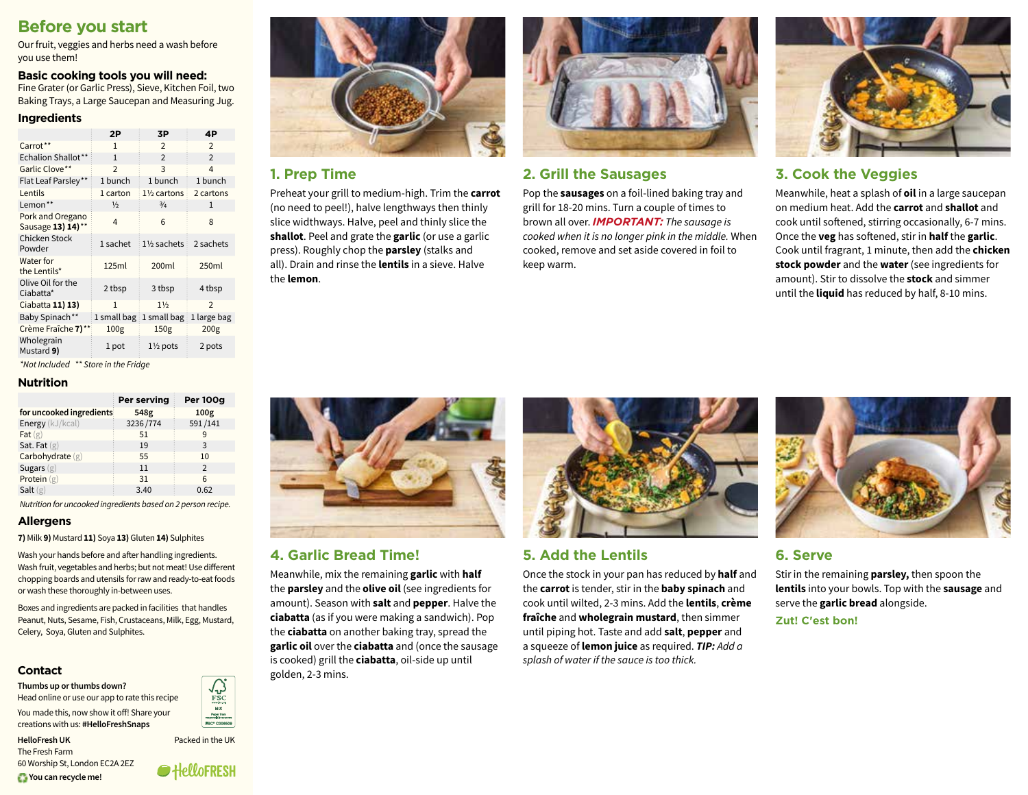## Before you start

Our fruit, veggies and herbs need a wash before you use them!

### Basic cooking tools you will need:

Fine Grater (or Garlic Press), Sieve, Kitchen Foil, two Baking Trays, a Large Saucepan and Measuring Jug.

### Ingredients

| | 2P | 3P | 4P |
|---|---|---|---|
| Carrot** | 1 | 2 | 2 |
| Echalion Shallot** | 1 | 2 | 2 |
| Garlic Clove** | 2 | 3 | 4 |
| Flat Leaf Parsley** | 1 bunch | 1 bunch | 1 bunch |
| Lentils | 1 carton | 1½ cartons | 2 cartons |
| Lemon** | ½ | ¾ | 1 |
| Pork and Oregano Sausage **13) 14)**** | 4 | 6 | 8 |
| Chicken Stock Powder | 1 sachet | 1½ sachets | 2 sachets |
| Water for the Lentils* | 125ml | 200ml | 250ml |
| Olive Oil for the Ciabatta* | 2 tbsp | 3 tbsp | 4 tbsp |
| Ciabatta **11) 13)** | 1 | 1½ | 2 |
| Baby Spinach** | 1 small bag | 1 small bag | 1 large bag |
| Crème Fraîche **7)**** | 100g | 150g | 200g |
| Wholegrain Mustard **9)** | 1 pot | 1½ pots | 2 pots |

*Not Included   ** Store in the Fridge*

### Nutrition

| | Per serving | Per 100g |
|---|---|---|
| **for uncooked ingredients** | **548g** | **100g** |
| Energy (kJ/kcal) | 3236 /774 | 591 /141 |
| Fat (g) | 51 | 9 |
| Sat. Fat (g) | 19 | 3 |
| Carbohydrate (g) | 55 | 10 |
| Sugars (g) | 11 | 2 |
| Protein (g) | 31 | 6 |
| Salt (g) | 3.40 | 0.62 |

*Nutrition for uncooked ingredients based on 2 person recipe.*

### Allergens

**7)** Milk **9)** Mustard **11)** Soya **13)** Gluten **14)** Sulphites

Wash your hands before and after handling ingredients. Wash fruit, vegetables and herbs; but not meat! Use different chopping boards and utensils for raw and ready-to-eat foods or wash these thoroughly in-between uses.

Boxes and ingredients are packed in facilities that handles Peanut, Nuts, Sesame, Fish, Crustaceans, Milk, Egg, Mustard, Celery, Soya, Gluten and Sulphites.

### Contact

**Thumbs up or thumbs down?**
Head online or use our app to rate this recipe

You made this, now show it off! Share your creations with us: **#HelloFreshSnaps**

**HelloFresh UK**
The Fresh Farm
60 Worship St, London EC2A 2EZ

Packed in the UK

**You can recycle me!**

## 1. Prep Time

Preheat your grill to medium-high. Trim the **carrot** (no need to peel!), halve lengthways then thinly slice widthways. Halve, peel and thinly slice the **shallot**. Peel and grate the **garlic** (or use a garlic press). Roughly chop the **parsley** (stalks and all). Drain and rinse the **lentils** in a sieve. Halve the **lemon**.

## 2. Grill the Sausages

Pop the **sausages** on a foil-lined baking tray and grill for 18-20 mins. Turn a couple of times to brown all over. ***IMPORTANT:*** *The sausage is cooked when it is no longer pink in the middle.* When cooked, remove and set aside covered in foil to keep warm.

## 3. Cook the Veggies

Meanwhile, heat a splash of **oil** in a large saucepan on medium heat. Add the **carrot** and **shallot** and cook until softened, stirring occasionally, 6-7 mins. Once the **veg** has softened, stir in **half** the **garlic**. Cook until fragrant, 1 minute, then add the **chicken stock powder** and the **water** (see ingredients for amount). Stir to dissolve the **stock** and simmer until the **liquid** has reduced by half, 8-10 mins.

## 4. Garlic Bread Time!

Meanwhile, mix the remaining **garlic** with **half** the **parsley** and the **olive oil** (see ingredients for amount). Season with **salt** and **pepper**. Halve the **ciabatta** (as if you were making a sandwich). Pop the **ciabatta** on another baking tray, spread the **garlic oil** over the **ciabatta** and (once the sausage is cooked) grill the **ciabatta**, oil-side up until golden, 2-3 mins.

## 5. Add the Lentils

Once the stock in your pan has reduced by **half** and the **carrot** is tender, stir in the **baby spinach** and cook until wilted, 2-3 mins. Add the **lentils**, **crème fraîche** and **wholegrain mustard**, then simmer until piping hot. Taste and add **salt**, **pepper** and a squeeze of **lemon juice** as required. ***TIP:*** *Add a splash of water if the sauce is too thick.*

## 6. Serve

Stir in the remaining **parsley,** then spoon the **lentils** into your bowls. Top with the **sausage** and serve the **garlic bread** alongside.

**Zut! C'est bon!**